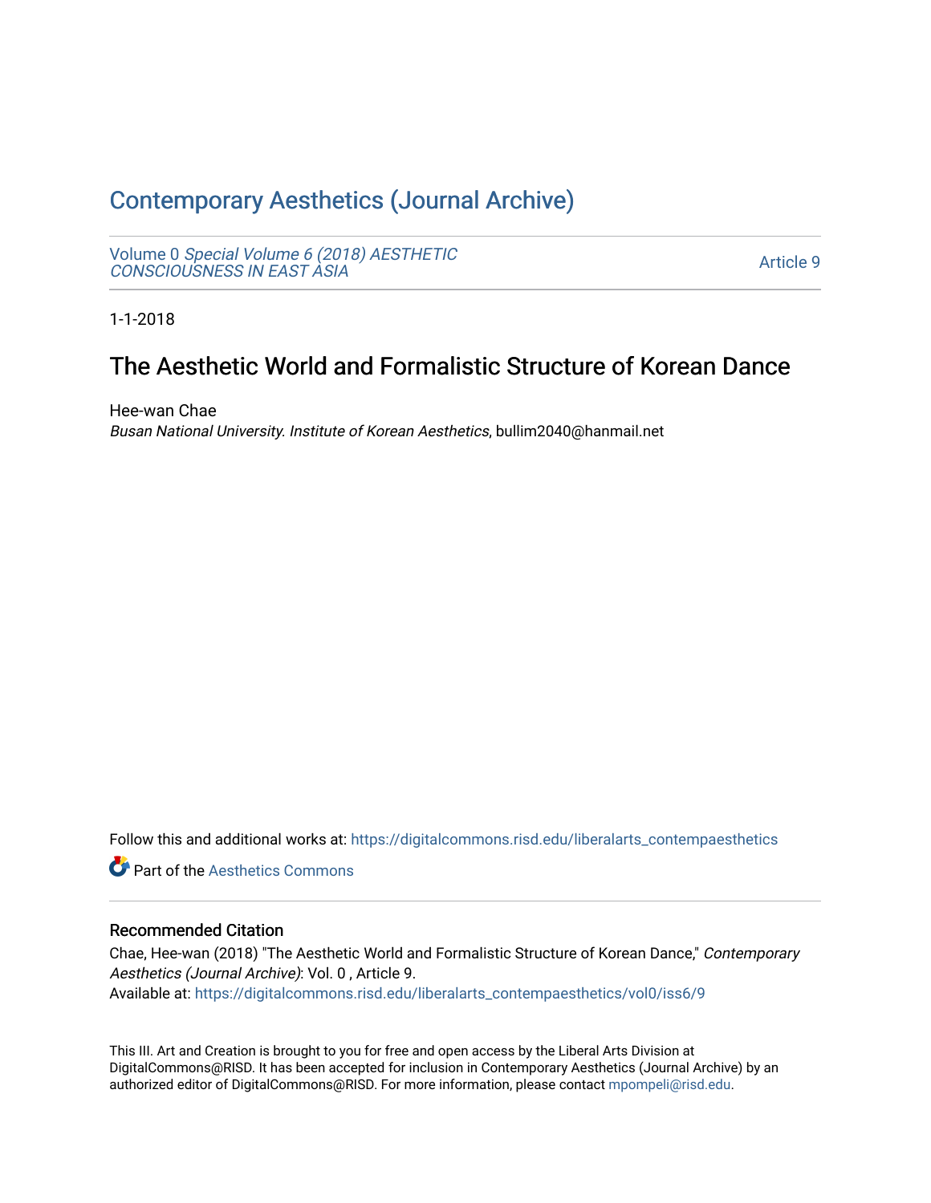# Contemporary Aesthetics (Journal Archive)

Volume 0 *Special Volume 6 (2018) AESTHETIC CONSCIOUSNESS IN EAST ASIA*

Article 9

1-1-2018

## The Aesthetic World and Formalistic Structure of Korean Dance

Hee-wan Chae
*Busan National University. Institute of Korean Aesthetics*, bullim2040@hanmail.net

Follow this and additional works at: https://digitalcommons.risd.edu/liberalarts_contempaesthetics

Part of the Aesthetics Commons

### Recommended Citation

Chae, Hee-wan (2018) "The Aesthetic World and Formalistic Structure of Korean Dance," *Contemporary Aesthetics (Journal Archive)*: Vol. 0 , Article 9.
Available at: https://digitalcommons.risd.edu/liberalarts_contempaesthetics/vol0/iss6/9

This III. Art and Creation is brought to you for free and open access by the Liberal Arts Division at DigitalCommons@RISD. It has been accepted for inclusion in Contemporary Aesthetics (Journal Archive) by an authorized editor of DigitalCommons@RISD. For more information, please contact mpompeli@risd.edu.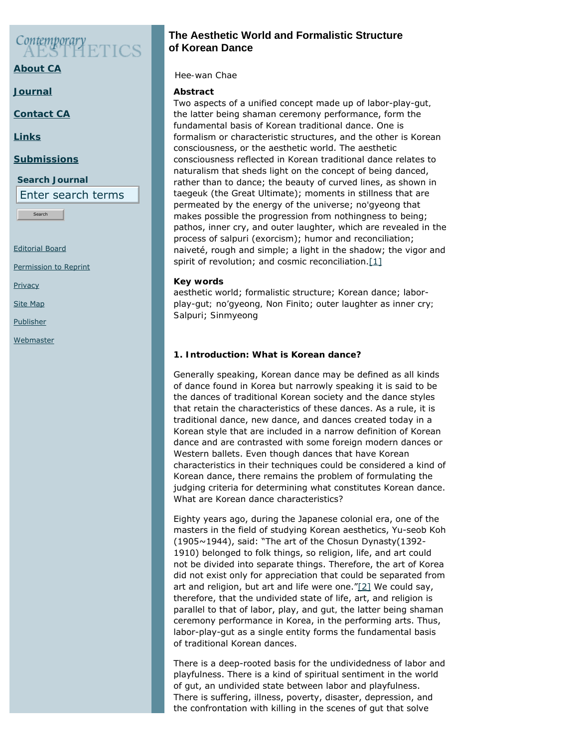# The Aesthetic World and Formalistic Structure of Korean Dance

Hee-wan Chae

**Abstract**

Two aspects of a unified concept made up of labor-play-gut, the latter being shaman ceremony performance, form the fundamental basis of Korean traditional dance. One is formalism or characteristic structures, and the other is Korean consciousness, or the aesthetic world. The aesthetic consciousness reflected in Korean traditional dance relates to naturalism that sheds light on the concept of being danced, rather than to dance; the beauty of curved lines, as shown in taegeuk (the Great Ultimate); moments in stillness that are permeated by the energy of the universe; no'gyeong that makes possible the progression from nothingness to being; pathos, inner cry, and outer laughter, which are revealed in the process of salpuri (exorcism); humor and reconciliation; naiveté, rough and simple; a light in the shadow; the vigor and spirit of revolution; and cosmic reconciliation.[1]

**Key words**

aesthetic world; formalistic structure; Korean dance; labor-play-gut; no'gyeong, Non Finito; outer laughter as inner cry; Salpuri; Sinmyeong

### 1. Introduction: What is Korean dance?

Generally speaking, Korean dance may be defined as all kinds of dance found in Korea but narrowly speaking it is said to be the dances of traditional Korean society and the dance styles that retain the characteristics of these dances. As a rule, it is traditional dance, new dance, and dances created today in a Korean style that are included in a narrow definition of Korean dance and are contrasted with some foreign modern dances or Western ballets. Even though dances that have Korean characteristics in their techniques could be considered a kind of Korean dance, there remains the problem of formulating the judging criteria for determining what constitutes Korean dance. What are Korean dance characteristics?

Eighty years ago, during the Japanese colonial era, one of the masters in the field of studying Korean aesthetics, Yu-seob Koh (1905~1944), said: "The art of the Chosun Dynasty(1392-1910) belonged to folk things, so religion, life, and art could not be divided into separate things. Therefore, the art of Korea did not exist only for appreciation that could be separated from art and religion, but art and life were one."[2] We could say, therefore, that the undivided state of life, art, and religion is parallel to that of labor, play, and gut, the latter being shaman ceremony performance in Korea, in the performing arts. Thus, labor-play-gut as a single entity forms the fundamental basis of traditional Korean dances.

There is a deep-rooted basis for the undividedness of labor and playfulness. There is a kind of spiritual sentiment in the world of gut, an undivided state between labor and playfulness. There is suffering, illness, poverty, disaster, depression, and the confrontation with killing in the scenes of gut that solve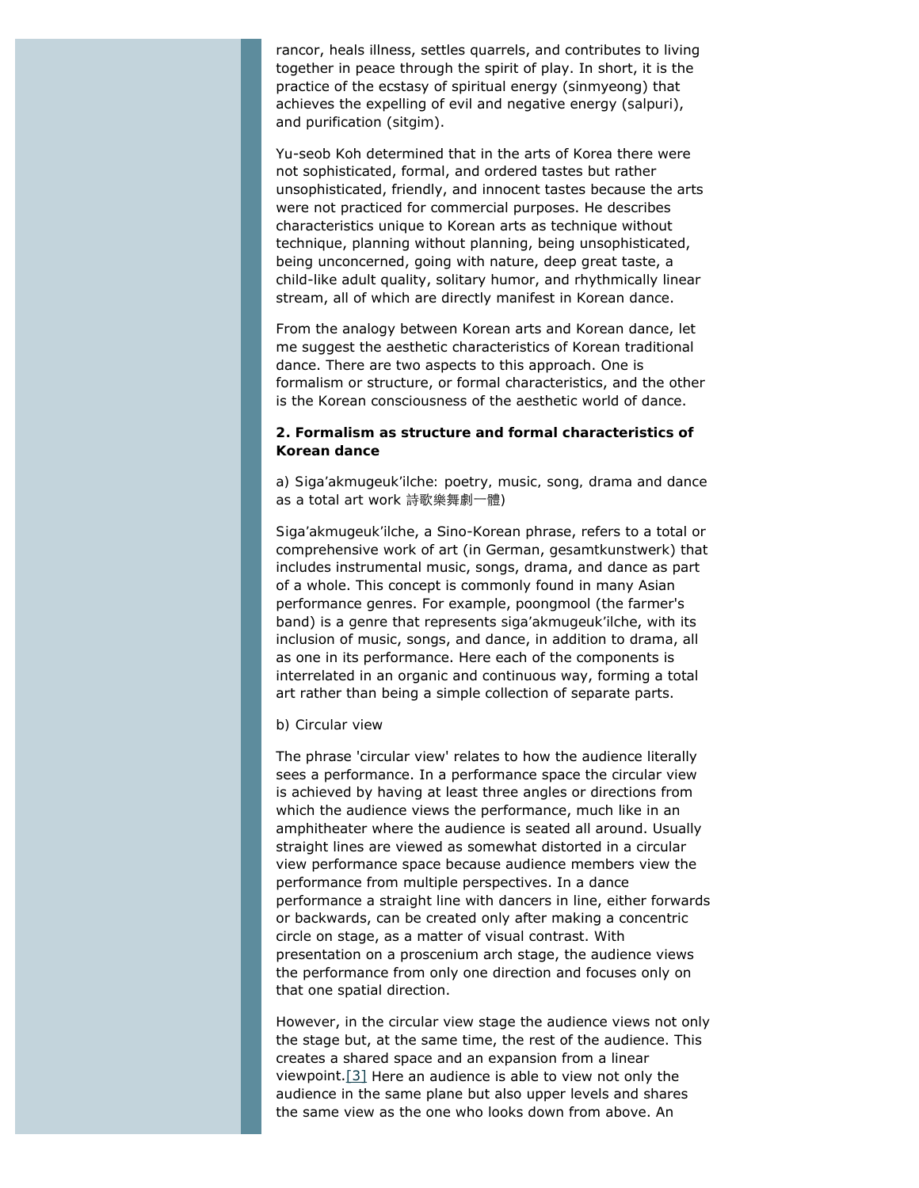rancor, heals illness, settles quarrels, and contributes to living together in peace through the spirit of play. In short, it is the practice of the ecstasy of spiritual energy (sinmyeong) that achieves the expelling of evil and negative energy (salpuri), and purification (sitgim).

Yu-seob Koh determined that in the arts of Korea there were not sophisticated, formal, and ordered tastes but rather unsophisticated, friendly, and innocent tastes because the arts were not practiced for commercial purposes. He describes characteristics unique to Korean arts as technique without technique, planning without planning, being unsophisticated, being unconcerned, going with nature, deep great taste, a child-like adult quality, solitary humor, and rhythmically linear stream, all of which are directly manifest in Korean dance.

From the analogy between Korean arts and Korean dance, let me suggest the aesthetic characteristics of Korean traditional dance. There are two aspects to this approach. One is formalism or structure, or formal characteristics, and the other is the Korean consciousness of the aesthetic world of dance.

**2. Formalism as structure and formal characteristics of Korean dance**

a) Siga'akmugeuk'ilche: poetry, music, song, drama and dance as a total art work 詩歌樂舞劇一體)

Siga'akmugeuk'ilche, a Sino-Korean phrase, refers to a total or comprehensive work of art (in German, gesamtkunstwerk) that includes instrumental music, songs, drama, and dance as part of a whole. This concept is commonly found in many Asian performance genres. For example, poongmool (the farmer's band) is a genre that represents siga'akmugeuk'ilche, with its inclusion of music, songs, and dance, in addition to drama, all as one in its performance. Here each of the components is interrelated in an organic and continuous way, forming a total art rather than being a simple collection of separate parts.

b) Circular view

The phrase 'circular view' relates to how the audience literally sees a performance. In a performance space the circular view is achieved by having at least three angles or directions from which the audience views the performance, much like in an amphitheater where the audience is seated all around. Usually straight lines are viewed as somewhat distorted in a circular view performance space because audience members view the performance from multiple perspectives. In a dance performance a straight line with dancers in line, either forwards or backwards, can be created only after making a concentric circle on stage, as a matter of visual contrast. With presentation on a proscenium arch stage, the audience views the performance from only one direction and focuses only on that one spatial direction.

However, in the circular view stage the audience views not only the stage but, at the same time, the rest of the audience. This creates a shared space and an expansion from a linear viewpoint.[3] Here an audience is able to view not only the audience in the same plane but also upper levels and shares the same view as the one who looks down from above. An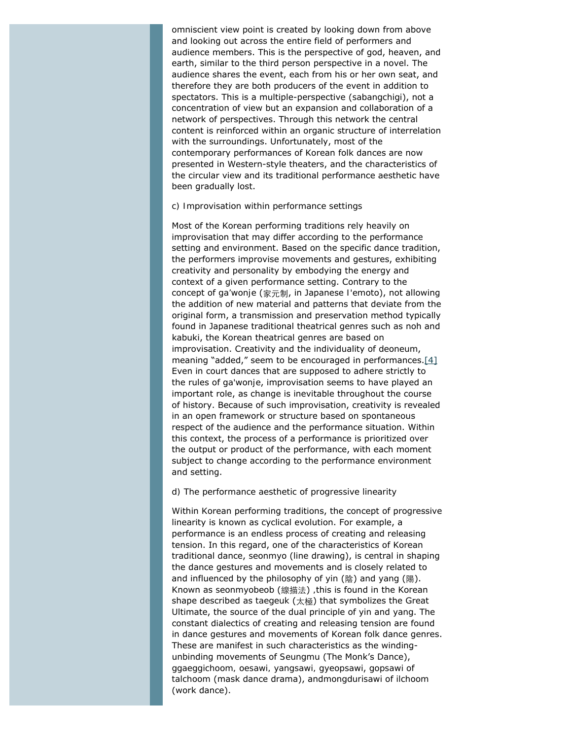omniscient view point is created by looking down from above and looking out across the entire field of performers and audience members. This is the perspective of god, heaven, and earth, similar to the third person perspective in a novel. The audience shares the event, each from his or her own seat, and therefore they are both producers of the event in addition to spectators. This is a multiple-perspective (sabangchigi), not a concentration of view but an expansion and collaboration of a network of perspectives. Through this network the central content is reinforced within an organic structure of interrelation with the surroundings. Unfortunately, most of the contemporary performances of Korean folk dances are now presented in Western-style theaters, and the characteristics of the circular view and its traditional performance aesthetic have been gradually lost.

c) Improvisation within performance settings

Most of the Korean performing traditions rely heavily on improvisation that may differ according to the performance setting and environment. Based on the specific dance tradition, the performers improvise movements and gestures, exhibiting creativity and personality by embodying the energy and context of a given performance setting. Contrary to the concept of ga'wonje (家元制, in Japanese I'emoto), not allowing the addition of new material and patterns that deviate from the original form, a transmission and preservation method typically found in Japanese traditional theatrical genres such as noh and kabuki, the Korean theatrical genres are based on improvisation. Creativity and the individuality of deoneum, meaning "added," seem to be encouraged in performances.[4] Even in court dances that are supposed to adhere strictly to the rules of ga'wonje, improvisation seems to have played an important role, as change is inevitable throughout the course of history. Because of such improvisation, creativity is revealed in an open framework or structure based on spontaneous respect of the audience and the performance situation. Within this context, the process of a performance is prioritized over the output or product of the performance, with each moment subject to change according to the performance environment and setting.

d) The performance aesthetic of progressive linearity

Within Korean performing traditions, the concept of progressive linearity is known as cyclical evolution. For example, a performance is an endless process of creating and releasing tension. In this regard, one of the characteristics of Korean traditional dance, seonmyo (line drawing), is central in shaping the dance gestures and movements and is closely related to and influenced by the philosophy of yin (陰) and yang (陽). Known as seonmyobeob (線描法) ,this is found in the Korean shape described as taegeuk (太極) that symbolizes the Great Ultimate, the source of the dual principle of yin and yang. The constant dialectics of creating and releasing tension are found in dance gestures and movements of Korean folk dance genres. These are manifest in such characteristics as the winding-unbinding movements of Seungmu (The Monk's Dance), ggaeggichoom, oesawi, yangsawi, gyeopsawi, gopsawi of talchoom (mask dance drama), andmongdurisawi of ilchoom (work dance).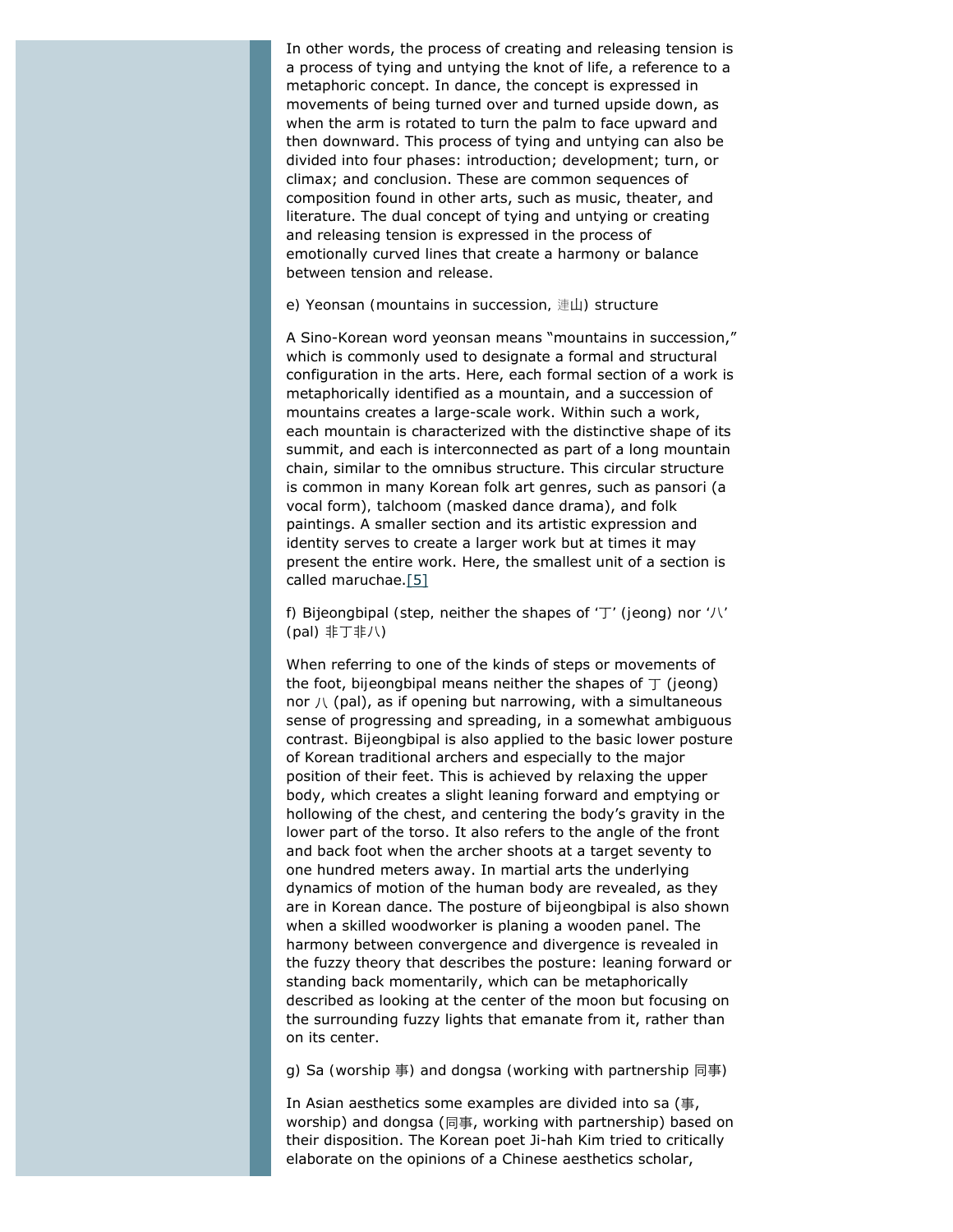In other words, the process of creating and releasing tension is a process of tying and untying the knot of life, a reference to a metaphoric concept. In dance, the concept is expressed in movements of being turned over and turned upside down, as when the arm is rotated to turn the palm to face upward and then downward. This process of tying and untying can also be divided into four phases: introduction; development; turn, or climax; and conclusion. These are common sequences of composition found in other arts, such as music, theater, and literature. The dual concept of tying and untying or creating and releasing tension is expressed in the process of emotionally curved lines that create a harmony or balance between tension and release.

e) Yeonsan (mountains in succession, 連山) structure

A Sino-Korean word yeonsan means "mountains in succession," which is commonly used to designate a formal and structural configuration in the arts. Here, each formal section of a work is metaphorically identified as a mountain, and a succession of mountains creates a large-scale work. Within such a work, each mountain is characterized with the distinctive shape of its summit, and each is interconnected as part of a long mountain chain, similar to the omnibus structure. This circular structure is common in many Korean folk art genres, such as pansori (a vocal form), talchoom (masked dance drama), and folk paintings. A smaller section and its artistic expression and identity serves to create a larger work but at times it may present the entire work. Here, the smallest unit of a section is called maruchae.[5]

f) Bijeongbipal (step, neither the shapes of '丁' (jeong) nor '八' (pal) 非丁非八)

When referring to one of the kinds of steps or movements of the foot, bijeongbipal means neither the shapes of 丁 (jeong) nor 八 (pal), as if opening but narrowing, with a simultaneous sense of progressing and spreading, in a somewhat ambiguous contrast. Bijeongbipal is also applied to the basic lower posture of Korean traditional archers and especially to the major position of their feet. This is achieved by relaxing the upper body, which creates a slight leaning forward and emptying or hollowing of the chest, and centering the body's gravity in the lower part of the torso. It also refers to the angle of the front and back foot when the archer shoots at a target seventy to one hundred meters away. In martial arts the underlying dynamics of motion of the human body are revealed, as they are in Korean dance. The posture of bijeongbipal is also shown when a skilled woodworker is planing a wooden panel. The harmony between convergence and divergence is revealed in the fuzzy theory that describes the posture: leaning forward or standing back momentarily, which can be metaphorically described as looking at the center of the moon but focusing on the surrounding fuzzy lights that emanate from it, rather than on its center.

g) Sa (worship 事) and dongsa (working with partnership 同事)

In Asian aesthetics some examples are divided into sa (事, worship) and dongsa (同事, working with partnership) based on their disposition. The Korean poet Ji-hah Kim tried to critically elaborate on the opinions of a Chinese aesthetics scholar,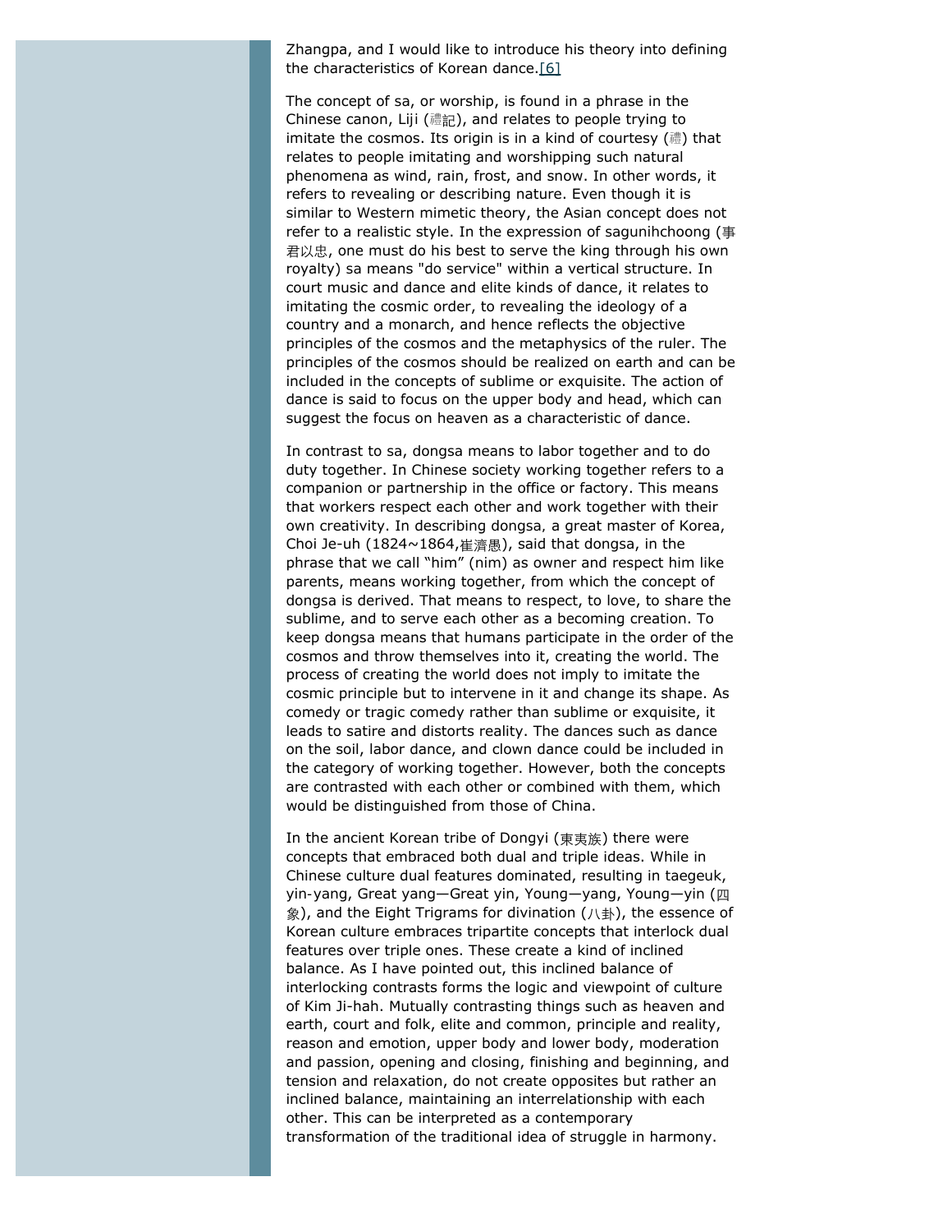Zhangpa, and I would like to introduce his theory into defining the characteristics of Korean dance.[6]

The concept of sa, or worship, is found in a phrase in the Chinese canon, Liji (禮記), and relates to people trying to imitate the cosmos. Its origin is in a kind of courtesy (禮) that relates to people imitating and worshipping such natural phenomena as wind, rain, frost, and snow. In other words, it refers to revealing or describing nature. Even though it is similar to Western mimetic theory, the Asian concept does not refer to a realistic style. In the expression of sagunihchoong (事君以忠, one must do his best to serve the king through his own royalty) sa means "do service" within a vertical structure. In court music and dance and elite kinds of dance, it relates to imitating the cosmic order, to revealing the ideology of a country and a monarch, and hence reflects the objective principles of the cosmos and the metaphysics of the ruler. The principles of the cosmos should be realized on earth and can be included in the concepts of sublime or exquisite. The action of dance is said to focus on the upper body and head, which can suggest the focus on heaven as a characteristic of dance.

In contrast to sa, dongsa means to labor together and to do duty together. In Chinese society working together refers to a companion or partnership in the office or factory. This means that workers respect each other and work together with their own creativity. In describing dongsa, a great master of Korea, Choi Je-uh (1824~1864,崔濟愚), said that dongsa, in the phrase that we call "him" (nim) as owner and respect him like parents, means working together, from which the concept of dongsa is derived. That means to respect, to love, to share the sublime, and to serve each other as a becoming creation. To keep dongsa means that humans participate in the order of the cosmos and throw themselves into it, creating the world. The process of creating the world does not imply to imitate the cosmic principle but to intervene in it and change its shape. As comedy or tragic comedy rather than sublime or exquisite, it leads to satire and distorts reality. The dances such as dance on the soil, labor dance, and clown dance could be included in the category of working together. However, both the concepts are contrasted with each other or combined with them, which would be distinguished from those of China.

In the ancient Korean tribe of Dongyi (東夷族) there were concepts that embraced both dual and triple ideas. While in Chinese culture dual features dominated, resulting in taegeuk, yin-yang, Great yang—Great yin, Young—yang, Young—yin (四象), and the Eight Trigrams for divination (八卦), the essence of Korean culture embraces tripartite concepts that interlock dual features over triple ones. These create a kind of inclined balance. As I have pointed out, this inclined balance of interlocking contrasts forms the logic and viewpoint of culture of Kim Ji-hah. Mutually contrasting things such as heaven and earth, court and folk, elite and common, principle and reality, reason and emotion, upper body and lower body, moderation and passion, opening and closing, finishing and beginning, and tension and relaxation, do not create opposites but rather an inclined balance, maintaining an interrelationship with each other. This can be interpreted as a contemporary transformation of the traditional idea of struggle in harmony.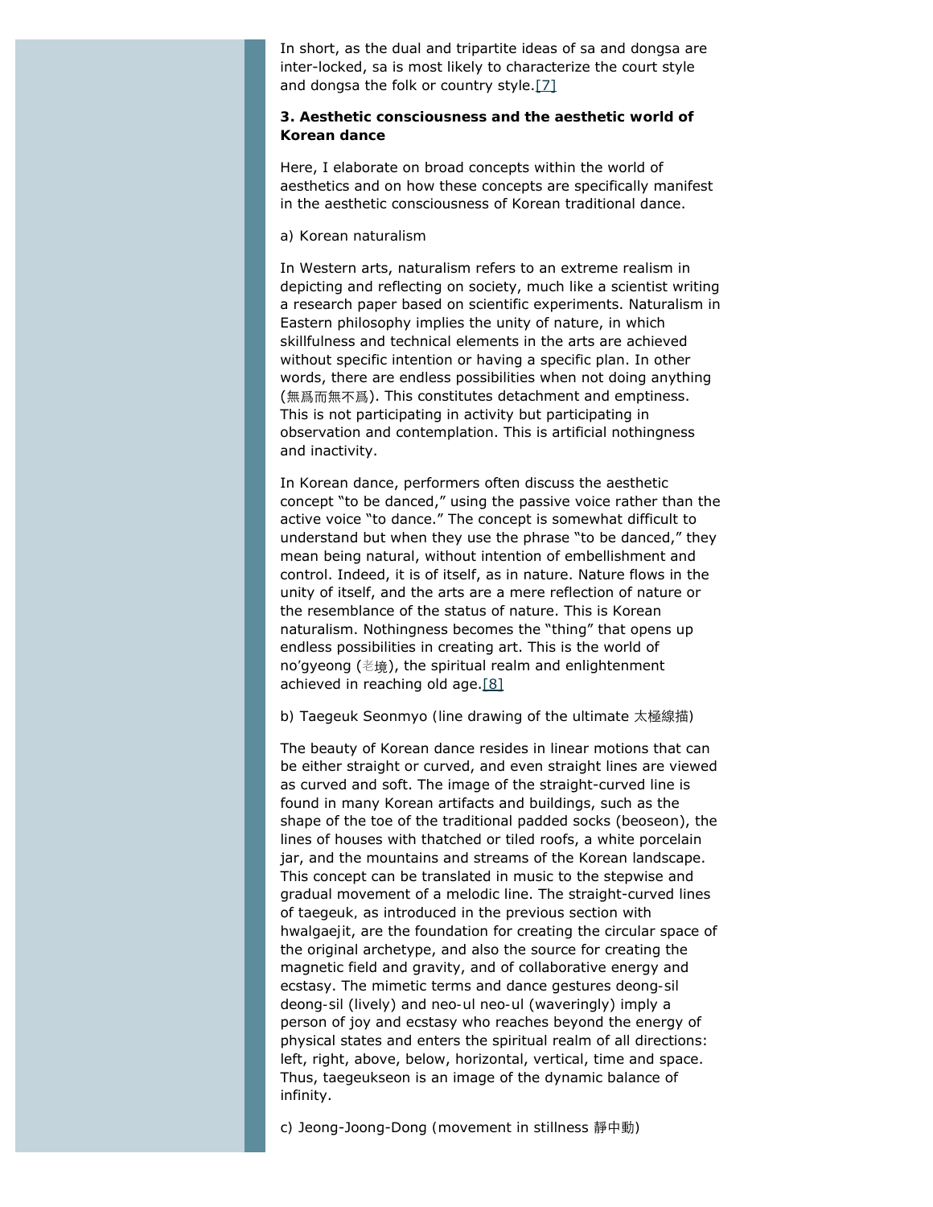In short, as the dual and tripartite ideas of sa and dongsa are inter-locked, sa is most likely to characterize the court style and dongsa the folk or country style.[7]

**3. Aesthetic consciousness and the aesthetic world of Korean dance**

Here, I elaborate on broad concepts within the world of aesthetics and on how these concepts are specifically manifest in the aesthetic consciousness of Korean traditional dance.

a) Korean naturalism

In Western arts, naturalism refers to an extreme realism in depicting and reflecting on society, much like a scientist writing a research paper based on scientific experiments. Naturalism in Eastern philosophy implies the unity of nature, in which skillfulness and technical elements in the arts are achieved without specific intention or having a specific plan. In other words, there are endless possibilities when not doing anything (無爲而無不爲). This constitutes detachment and emptiness. This is not participating in activity but participating in observation and contemplation. This is artificial nothingness and inactivity.

In Korean dance, performers often discuss the aesthetic concept "to be danced," using the passive voice rather than the active voice "to dance." The concept is somewhat difficult to understand but when they use the phrase "to be danced," they mean being natural, without intention of embellishment and control. Indeed, it is of itself, as in nature. Nature flows in the unity of itself, and the arts are a mere reflection of nature or the resemblance of the status of nature. This is Korean naturalism. Nothingness becomes the "thing" that opens up endless possibilities in creating art. This is the world of no'gyeong (老境), the spiritual realm and enlightenment achieved in reaching old age.[8]

b) Taegeuk Seonmyo (line drawing of the ultimate 太極線描)

The beauty of Korean dance resides in linear motions that can be either straight or curved, and even straight lines are viewed as curved and soft. The image of the straight-curved line is found in many Korean artifacts and buildings, such as the shape of the toe of the traditional padded socks (beoseon), the lines of houses with thatched or tiled roofs, a white porcelain jar, and the mountains and streams of the Korean landscape. This concept can be translated in music to the stepwise and gradual movement of a melodic line. The straight-curved lines of taegeuk, as introduced in the previous section with hwalgaejit, are the foundation for creating the circular space of the original archetype, and also the source for creating the magnetic field and gravity, and of collaborative energy and ecstasy. The mimetic terms and dance gestures deong-sil deong-sil (lively) and neo-ul neo-ul (waveringly) imply a person of joy and ecstasy who reaches beyond the energy of physical states and enters the spiritual realm of all directions: left, right, above, below, horizontal, vertical, time and space. Thus, taegeukseon is an image of the dynamic balance of infinity.

c) Jeong-Joong-Dong (movement in stillness 靜中動)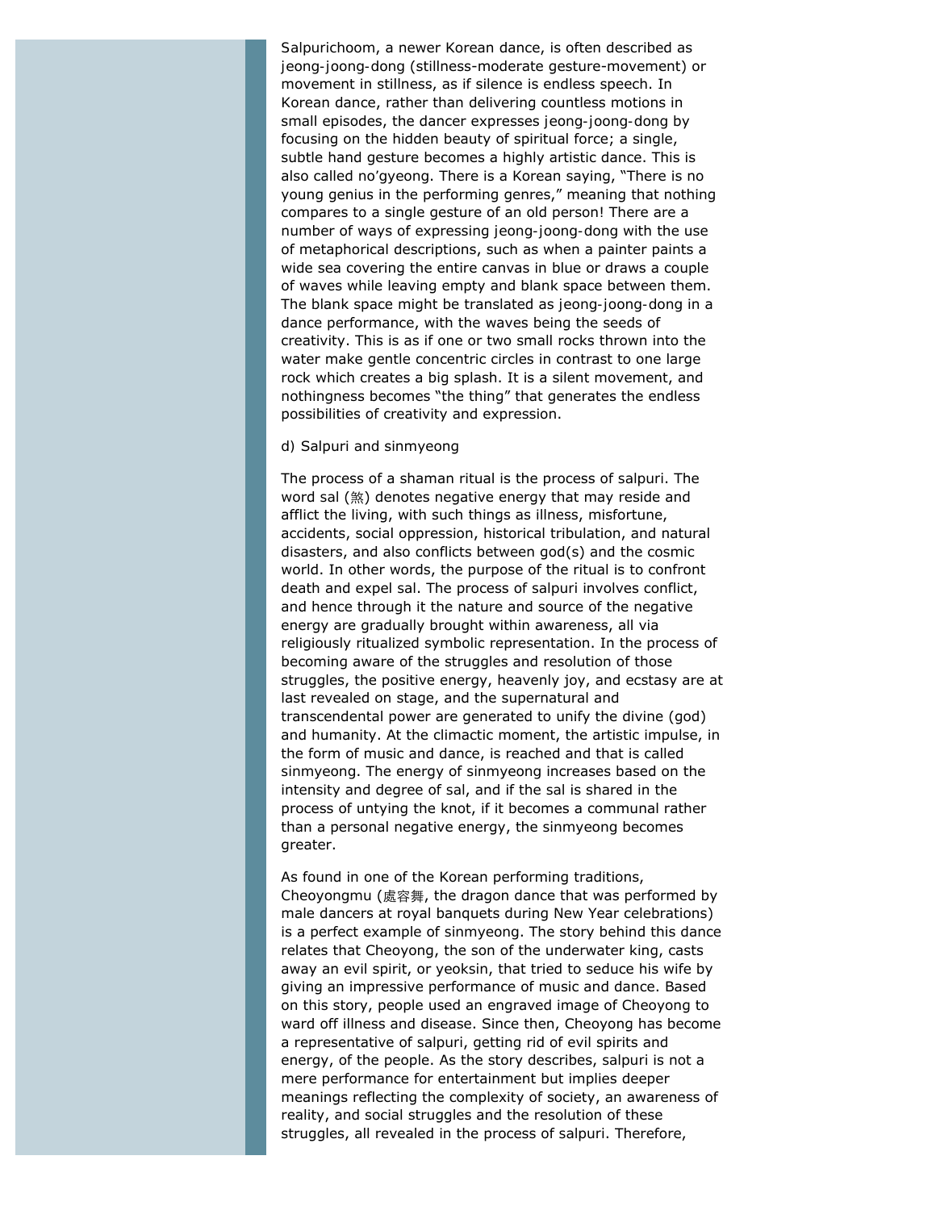Salpurichoom, a newer Korean dance, is often described as jeong-joong-dong (stillness-moderate gesture-movement) or movement in stillness, as if silence is endless speech. In Korean dance, rather than delivering countless motions in small episodes, the dancer expresses jeong-joong-dong by focusing on the hidden beauty of spiritual force; a single, subtle hand gesture becomes a highly artistic dance. This is also called no'gyeong. There is a Korean saying, "There is no young genius in the performing genres," meaning that nothing compares to a single gesture of an old person! There are a number of ways of expressing jeong-joong-dong with the use of metaphorical descriptions, such as when a painter paints a wide sea covering the entire canvas in blue or draws a couple of waves while leaving empty and blank space between them. The blank space might be translated as jeong-joong-dong in a dance performance, with the waves being the seeds of creativity. This is as if one or two small rocks thrown into the water make gentle concentric circles in contrast to one large rock which creates a big splash. It is a silent movement, and nothingness becomes "the thing" that generates the endless possibilities of creativity and expression.

d) Salpuri and sinmyeong

The process of a shaman ritual is the process of salpuri. The word sal (煞) denotes negative energy that may reside and afflict the living, with such things as illness, misfortune, accidents, social oppression, historical tribulation, and natural disasters, and also conflicts between god(s) and the cosmic world. In other words, the purpose of the ritual is to confront death and expel sal. The process of salpuri involves conflict, and hence through it the nature and source of the negative energy are gradually brought within awareness, all via religiously ritualized symbolic representation. In the process of becoming aware of the struggles and resolution of those struggles, the positive energy, heavenly joy, and ecstasy are at last revealed on stage, and the supernatural and transcendental power are generated to unify the divine (god) and humanity. At the climactic moment, the artistic impulse, in the form of music and dance, is reached and that is called sinmyeong. The energy of sinmyeong increases based on the intensity and degree of sal, and if the sal is shared in the process of untying the knot, if it becomes a communal rather than a personal negative energy, the sinmyeong becomes greater.

As found in one of the Korean performing traditions, Cheoyongmu (處容舞, the dragon dance that was performed by male dancers at royal banquets during New Year celebrations) is a perfect example of sinmyeong. The story behind this dance relates that Cheoyong, the son of the underwater king, casts away an evil spirit, or yeoksin, that tried to seduce his wife by giving an impressive performance of music and dance. Based on this story, people used an engraved image of Cheoyong to ward off illness and disease. Since then, Cheoyong has become a representative of salpuri, getting rid of evil spirits and energy, of the people. As the story describes, salpuri is not a mere performance for entertainment but implies deeper meanings reflecting the complexity of society, an awareness of reality, and social struggles and the resolution of these struggles, all revealed in the process of salpuri. Therefore,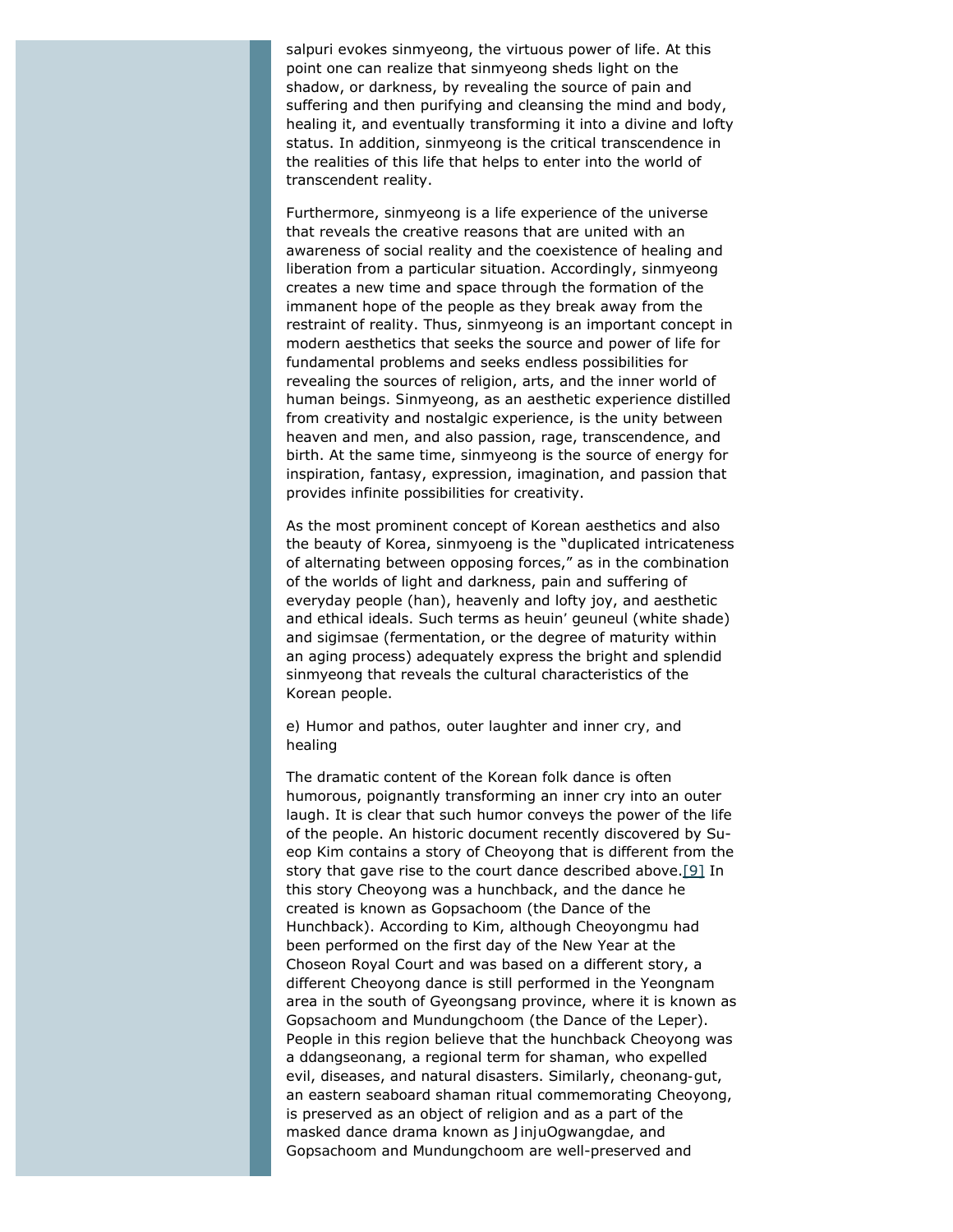salpuri evokes sinmyeong, the virtuous power of life. At this point one can realize that sinmyeong sheds light on the shadow, or darkness, by revealing the source of pain and suffering and then purifying and cleansing the mind and body, healing it, and eventually transforming it into a divine and lofty status. In addition, sinmyeong is the critical transcendence in the realities of this life that helps to enter into the world of transcendent reality.

Furthermore, sinmyeong is a life experience of the universe that reveals the creative reasons that are united with an awareness of social reality and the coexistence of healing and liberation from a particular situation. Accordingly, sinmyeong creates a new time and space through the formation of the immanent hope of the people as they break away from the restraint of reality. Thus, sinmyeong is an important concept in modern aesthetics that seeks the source and power of life for fundamental problems and seeks endless possibilities for revealing the sources of religion, arts, and the inner world of human beings. Sinmyeong, as an aesthetic experience distilled from creativity and nostalgic experience, is the unity between heaven and men, and also passion, rage, transcendence, and birth. At the same time, sinmyeong is the source of energy for inspiration, fantasy, expression, imagination, and passion that provides infinite possibilities for creativity.

As the most prominent concept of Korean aesthetics and also the beauty of Korea, sinmyoeng is the "duplicated intricateness of alternating between opposing forces," as in the combination of the worlds of light and darkness, pain and suffering of everyday people (han), heavenly and lofty joy, and aesthetic and ethical ideals. Such terms as heuin' geuneul (white shade) and sigimsae (fermentation, or the degree of maturity within an aging process) adequately express the bright and splendid sinmyeong that reveals the cultural characteristics of the Korean people.

e) Humor and pathos, outer laughter and inner cry, and healing

The dramatic content of the Korean folk dance is often humorous, poignantly transforming an inner cry into an outer laugh. It is clear that such humor conveys the power of the life of the people. An historic document recently discovered by Su-eop Kim contains a story of Cheoyong that is different from the story that gave rise to the court dance described above.[9] In this story Cheoyong was a hunchback, and the dance he created is known as Gopsachoom (the Dance of the Hunchback). According to Kim, although Cheoyongmu had been performed on the first day of the New Year at the Choseon Royal Court and was based on a different story, a different Cheoyong dance is still performed in the Yeongnam area in the south of Gyeongsang province, where it is known as Gopsachoom and Mundungchoom (the Dance of the Leper). People in this region believe that the hunchback Cheoyong was a ddangseonang, a regional term for shaman, who expelled evil, diseases, and natural disasters. Similarly, cheonang-gut, an eastern seaboard shaman ritual commemorating Cheoyong, is preserved as an object of religion and as a part of the masked dance drama known as JinjuOgwangdae, and Gopsachoom and Mundungchoom are well-preserved and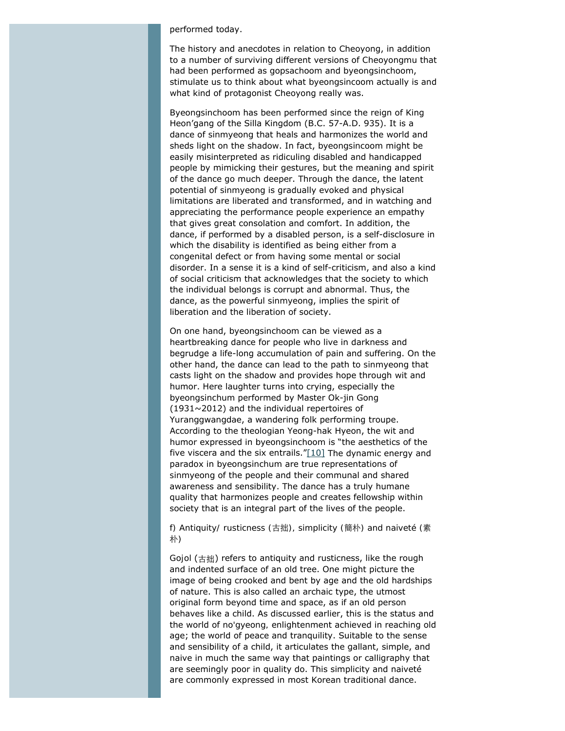performed today.

The history and anecdotes in relation to Cheoyong, in addition to a number of surviving different versions of Cheoyongmu that had been performed as gopsachoom and byeongsinchoom, stimulate us to think about what byeongsincoom actually is and what kind of protagonist Cheoyong really was.

Byeongsinchoom has been performed since the reign of King Heon'gang of the Silla Kingdom (B.C. 57-A.D. 935). It is a dance of sinmyeong that heals and harmonizes the world and sheds light on the shadow. In fact, byeongsincoom might be easily misinterpreted as ridiculing disabled and handicapped people by mimicking their gestures, but the meaning and spirit of the dance go much deeper. Through the dance, the latent potential of sinmyeong is gradually evoked and physical limitations are liberated and transformed, and in watching and appreciating the performance people experience an empathy that gives great consolation and comfort. In addition, the dance, if performed by a disabled person, is a self-disclosure in which the disability is identified as being either from a congenital defect or from having some mental or social disorder. In a sense it is a kind of self-criticism, and also a kind of social criticism that acknowledges that the society to which the individual belongs is corrupt and abnormal. Thus, the dance, as the powerful sinmyeong, implies the spirit of liberation and the liberation of society.

On one hand, byeongsinchoom can be viewed as a heartbreaking dance for people who live in darkness and begrudge a life-long accumulation of pain and suffering. On the other hand, the dance can lead to the path to sinmyeong that casts light on the shadow and provides hope through wit and humor. Here laughter turns into crying, especially the byeongsinchum performed by Master Ok-jin Gong (1931~2012) and the individual repertoires of Yuranggwangdae, a wandering folk performing troupe. According to the theologian Yeong-hak Hyeon, the wit and humor expressed in byeongsinchoom is "the aesthetics of the five viscera and the six entrails."[10] The dynamic energy and paradox in byeongsinchum are true representations of sinmyeong of the people and their communal and shared awareness and sensibility. The dance has a truly humane quality that harmonizes people and creates fellowship within society that is an integral part of the lives of the people.

f) Antiquity/ rusticness (古拙), simplicity (簡朴) and naiveté (素朴)

Gojol (古拙) refers to antiquity and rusticness, like the rough and indented surface of an old tree. One might picture the image of being crooked and bent by age and the old hardships of nature. This is also called an archaic type, the utmost original form beyond time and space, as if an old person behaves like a child. As discussed earlier, this is the status and the world of no'gyeong, enlightenment achieved in reaching old age; the world of peace and tranquility. Suitable to the sense and sensibility of a child, it articulates the gallant, simple, and naive in much the same way that paintings or calligraphy that are seemingly poor in quality do. This simplicity and naiveté are commonly expressed in most Korean traditional dance.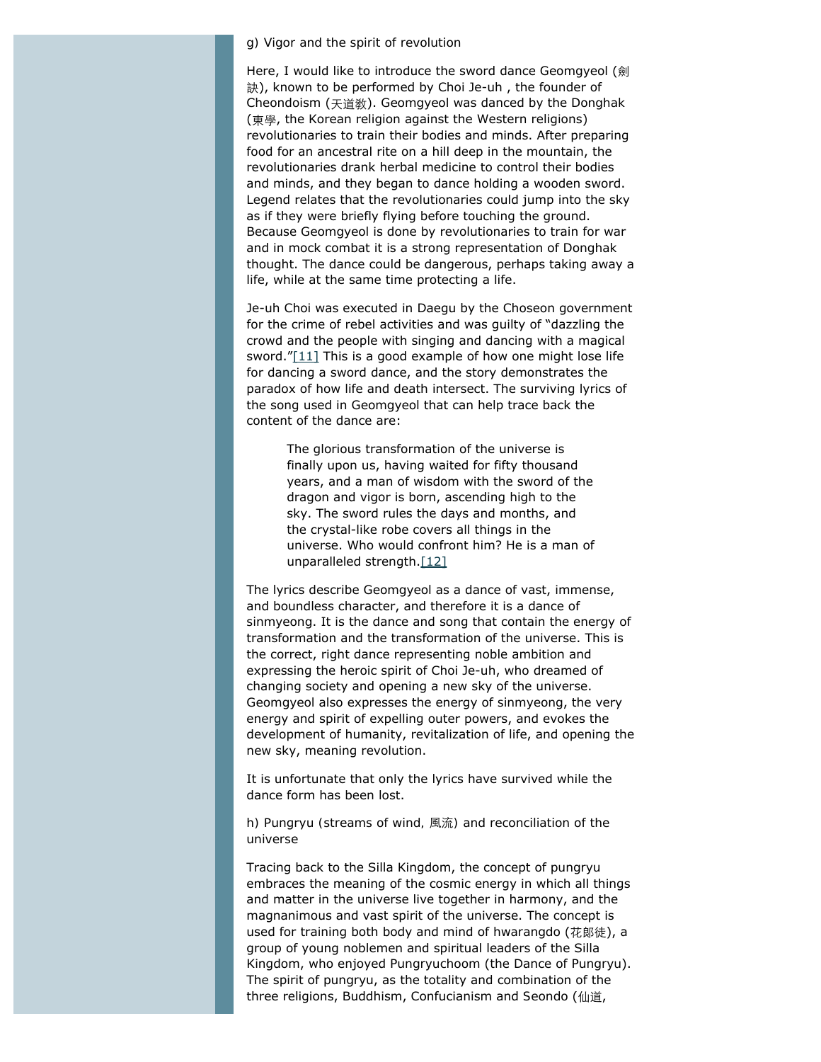g) Vigor and the spirit of revolution

Here, I would like to introduce the sword dance Geomgyeol (劍訣), known to be performed by Choi Je-uh , the founder of Cheondoism (天道教). Geomgyeol was danced by the Donghak (東學, the Korean religion against the Western religions) revolutionaries to train their bodies and minds. After preparing food for an ancestral rite on a hill deep in the mountain, the revolutionaries drank herbal medicine to control their bodies and minds, and they began to dance holding a wooden sword. Legend relates that the revolutionaries could jump into the sky as if they were briefly flying before touching the ground. Because Geomgyeol is done by revolutionaries to train for war and in mock combat it is a strong representation of Donghak thought. The dance could be dangerous, perhaps taking away a life, while at the same time protecting a life.

Je-uh Choi was executed in Daegu by the Choseon government for the crime of rebel activities and was guilty of "dazzling the crowd and the people with singing and dancing with a magical sword."[11] This is a good example of how one might lose life for dancing a sword dance, and the story demonstrates the paradox of how life and death intersect. The surviving lyrics of the song used in Geomgyeol that can help trace back the content of the dance are:

> The glorious transformation of the universe is finally upon us, having waited for fifty thousand years, and a man of wisdom with the sword of the dragon and vigor is born, ascending high to the sky. The sword rules the days and months, and the crystal-like robe covers all things in the universe. Who would confront him? He is a man of unparalleled strength.[12]

The lyrics describe Geomgyeol as a dance of vast, immense, and boundless character, and therefore it is a dance of sinmyeong. It is the dance and song that contain the energy of transformation and the transformation of the universe. This is the correct, right dance representing noble ambition and expressing the heroic spirit of Choi Je-uh, who dreamed of changing society and opening a new sky of the universe. Geomgyeol also expresses the energy of sinmyeong, the very energy and spirit of expelling outer powers, and evokes the development of humanity, revitalization of life, and opening the new sky, meaning revolution.

It is unfortunate that only the lyrics have survived while the dance form has been lost.

h) Pungryu (streams of wind, 風流) and reconciliation of the universe

Tracing back to the Silla Kingdom, the concept of pungryu embraces the meaning of the cosmic energy in which all things and matter in the universe live together in harmony, and the magnanimous and vast spirit of the universe. The concept is used for training both body and mind of hwarangdo (花郎徒), a group of young noblemen and spiritual leaders of the Silla Kingdom, who enjoyed Pungryuchoom (the Dance of Pungryu). The spirit of pungryu, as the totality and combination of the three religions, Buddhism, Confucianism and Seondo (仙道,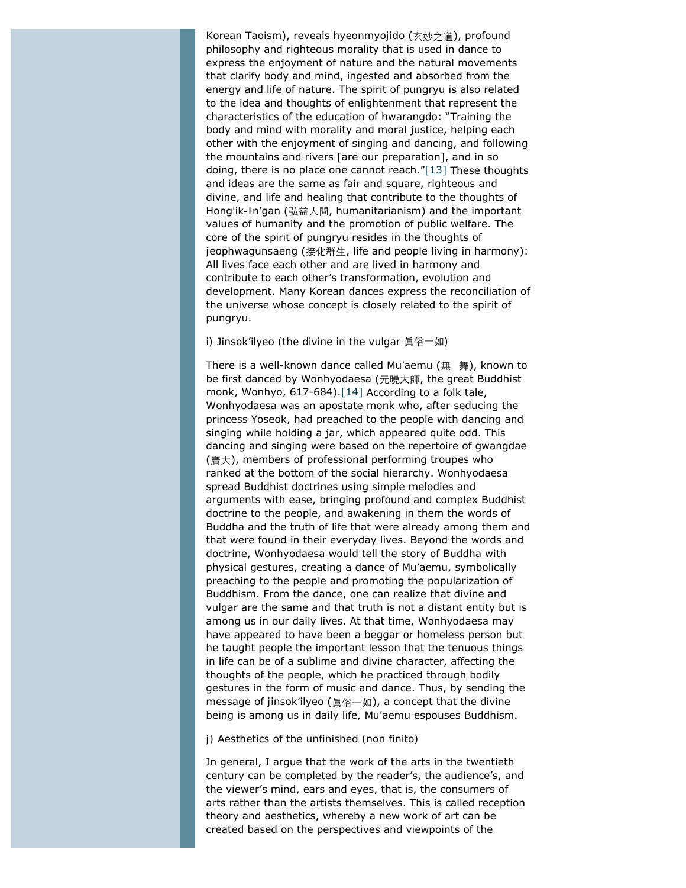Korean Taoism), reveals hyeonmyojido (玄妙之道), profound philosophy and righteous morality that is used in dance to express the enjoyment of nature and the natural movements that clarify body and mind, ingested and absorbed from the energy and life of nature. The spirit of pungryu is also related to the idea and thoughts of enlightenment that represent the characteristics of the education of hwarangdo: "Training the body and mind with morality and moral justice, helping each other with the enjoyment of singing and dancing, and following the mountains and rivers [are our preparation], and in so doing, there is no place one cannot reach."[13] These thoughts and ideas are the same as fair and square, righteous and divine, and life and healing that contribute to the thoughts of Hong'ik-In'gan (弘益人間, humanitarianism) and the important values of humanity and the promotion of public welfare. The core of the spirit of pungryu resides in the thoughts of jeophwagunsaeng (接化群生, life and people living in harmony): All lives face each other and are lived in harmony and contribute to each other's transformation, evolution and development. Many Korean dances express the reconciliation of the universe whose concept is closely related to the spirit of pungryu.

i) Jinsok'ilyeo (the divine in the vulgar 眞俗一如)

There is a well-known dance called Mu'aemu (無 舞), known to be first danced by Wonhyodaesa (元曉大師, the great Buddhist monk, Wonhyo, 617-684).[14] According to a folk tale, Wonhyodaesa was an apostate monk who, after seducing the princess Yoseok, had preached to the people with dancing and singing while holding a jar, which appeared quite odd. This dancing and singing were based on the repertoire of gwangdae (廣大), members of professional performing troupes who ranked at the bottom of the social hierarchy. Wonhyodaesa spread Buddhist doctrines using simple melodies and arguments with ease, bringing profound and complex Buddhist doctrine to the people, and awakening in them the words of Buddha and the truth of life that were already among them and that were found in their everyday lives. Beyond the words and doctrine, Wonhyodaesa would tell the story of Buddha with physical gestures, creating a dance of Mu'aemu, symbolically preaching to the people and promoting the popularization of Buddhism. From the dance, one can realize that divine and vulgar are the same and that truth is not a distant entity but is among us in our daily lives. At that time, Wonhyodaesa may have appeared to have been a beggar or homeless person but he taught people the important lesson that the tenuous things in life can be of a sublime and divine character, affecting the thoughts of the people, which he practiced through bodily gestures in the form of music and dance. Thus, by sending the message of jinsok'ilyeo (眞俗一如), a concept that the divine being is among us in daily life, Mu'aemu espouses Buddhism.

j) Aesthetics of the unfinished (non finito)

In general, I argue that the work of the arts in the twentieth century can be completed by the reader's, the audience's, and the viewer's mind, ears and eyes, that is, the consumers of arts rather than the artists themselves. This is called reception theory and aesthetics, whereby a new work of art can be created based on the perspectives and viewpoints of the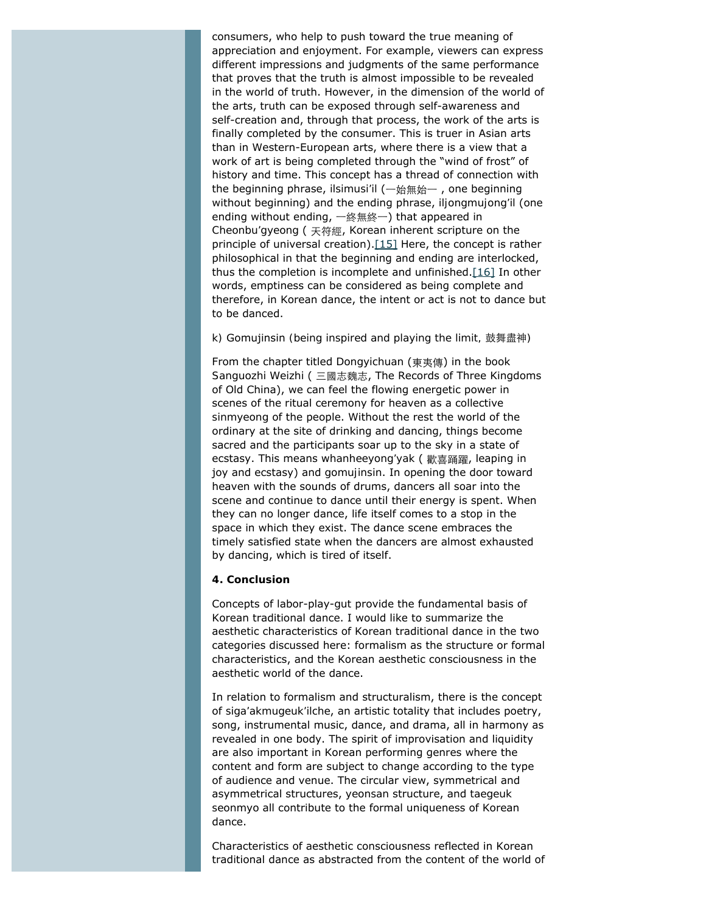consumers, who help to push toward the true meaning of appreciation and enjoyment. For example, viewers can express different impressions and judgments of the same performance that proves that the truth is almost impossible to be revealed in the world of truth. However, in the dimension of the world of the arts, truth can be exposed through self-awareness and self-creation and, through that process, the work of the arts is finally completed by the consumer. This is truer in Asian arts than in Western-European arts, where there is a view that a work of art is being completed through the "wind of frost" of history and time. This concept has a thread of connection with the beginning phrase, ilsimusi'il (一始無始一 , one beginning without beginning) and the ending phrase, iljongmujong'il (one ending without ending, 一終無終一) that appeared in Cheonbu'gyeong ( 天符經, Korean inherent scripture on the principle of universal creation).[15] Here, the concept is rather philosophical in that the beginning and ending are interlocked, thus the completion is incomplete and unfinished.[16] In other words, emptiness can be considered as being complete and therefore, in Korean dance, the intent or act is not to dance but to be danced.

k) Gomujinsin (being inspired and playing the limit, 鼓舞盡神)

From the chapter titled Dongyichuan (東夷傳) in the book Sanguozhi Weizhi ( 三國志魏志, The Records of Three Kingdoms of Old China), we can feel the flowing energetic power in scenes of the ritual ceremony for heaven as a collective sinmyeong of the people. Without the rest the world of the ordinary at the site of drinking and dancing, things become sacred and the participants soar up to the sky in a state of ecstasy. This means whanheeyong'yak ( 歡喜踊躍, leaping in joy and ecstasy) and gomujinsin. In opening the door toward heaven with the sounds of drums, dancers all soar into the scene and continue to dance until their energy is spent. When they can no longer dance, life itself comes to a stop in the space in which they exist. The dance scene embraces the timely satisfied state when the dancers are almost exhausted by dancing, which is tired of itself.

**4. Conclusion**

Concepts of labor-play-gut provide the fundamental basis of Korean traditional dance. I would like to summarize the aesthetic characteristics of Korean traditional dance in the two categories discussed here: formalism as the structure or formal characteristics, and the Korean aesthetic consciousness in the aesthetic world of the dance.

In relation to formalism and structuralism, there is the concept of siga'akmugeuk'ilche, an artistic totality that includes poetry, song, instrumental music, dance, and drama, all in harmony as revealed in one body. The spirit of improvisation and liquidity are also important in Korean performing genres where the content and form are subject to change according to the type of audience and venue. The circular view, symmetrical and asymmetrical structures, yeonsan structure, and taegeuk seonmyo all contribute to the formal uniqueness of Korean dance.

Characteristics of aesthetic consciousness reflected in Korean traditional dance as abstracted from the content of the world of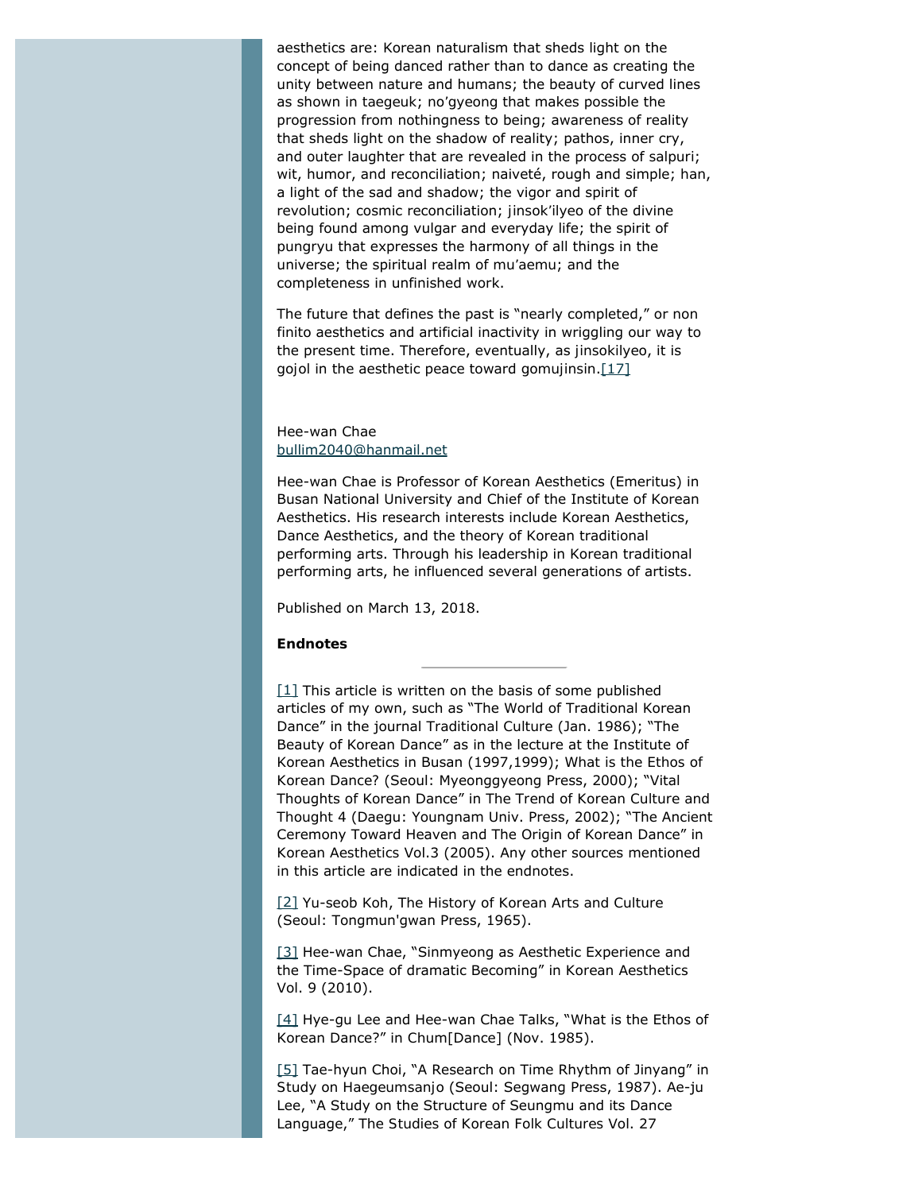aesthetics are: Korean naturalism that sheds light on the concept of being danced rather than to dance as creating the unity between nature and humans; the beauty of curved lines as shown in taegeuk; no'gyeong that makes possible the progression from nothingness to being; awareness of reality that sheds light on the shadow of reality; pathos, inner cry, and outer laughter that are revealed in the process of salpuri; wit, humor, and reconciliation; naiveté, rough and simple; han, a light of the sad and shadow; the vigor and spirit of revolution; cosmic reconciliation; jinsok'ilyeo of the divine being found among vulgar and everyday life; the spirit of pungryu that expresses the harmony of all things in the universe; the spiritual realm of mu'aemu; and the completeness in unfinished work.

The future that defines the past is "nearly completed," or non finito aesthetics and artificial inactivity in wriggling our way to the present time. Therefore, eventually, as jinsokilyeo, it is gojol in the aesthetic peace toward gomujinsin.[17]

Hee-wan Chae
bullim2040@hanmail.net

Hee-wan Chae is Professor of Korean Aesthetics (Emeritus) in Busan National University and Chief of the Institute of Korean Aesthetics. His research interests include Korean Aesthetics, Dance Aesthetics, and the theory of Korean traditional performing arts. Through his leadership in Korean traditional performing arts, he influenced several generations of artists.

Published on March 13, 2018.

**Endnotes**

---

[1] This article is written on the basis of some published articles of my own, such as "The World of Traditional Korean Dance" in the journal Traditional Culture (Jan. 1986); "The Beauty of Korean Dance" as in the lecture at the Institute of Korean Aesthetics in Busan (1997,1999); What is the Ethos of Korean Dance? (Seoul: Myeonggyeong Press, 2000); "Vital Thoughts of Korean Dance" in The Trend of Korean Culture and Thought 4 (Daegu: Youngnam Univ. Press, 2002); "The Ancient Ceremony Toward Heaven and The Origin of Korean Dance" in Korean Aesthetics Vol.3 (2005). Any other sources mentioned in this article are indicated in the endnotes.

[2] Yu-seob Koh, The History of Korean Arts and Culture (Seoul: Tongmun'gwan Press, 1965).

[3] Hee-wan Chae, "Sinmyeong as Aesthetic Experience and the Time-Space of dramatic Becoming" in Korean Aesthetics Vol. 9 (2010).

[4] Hye-gu Lee and Hee-wan Chae Talks, "What is the Ethos of Korean Dance?" in Chum[Dance] (Nov. 1985).

[5] Tae-hyun Choi, "A Research on Time Rhythm of Jinyang" in Study on Haegeumsanjo (Seoul: Segwang Press, 1987). Ae-ju Lee, "A Study on the Structure of Seungmu and its Dance Language," The Studies of Korean Folk Cultures Vol. 27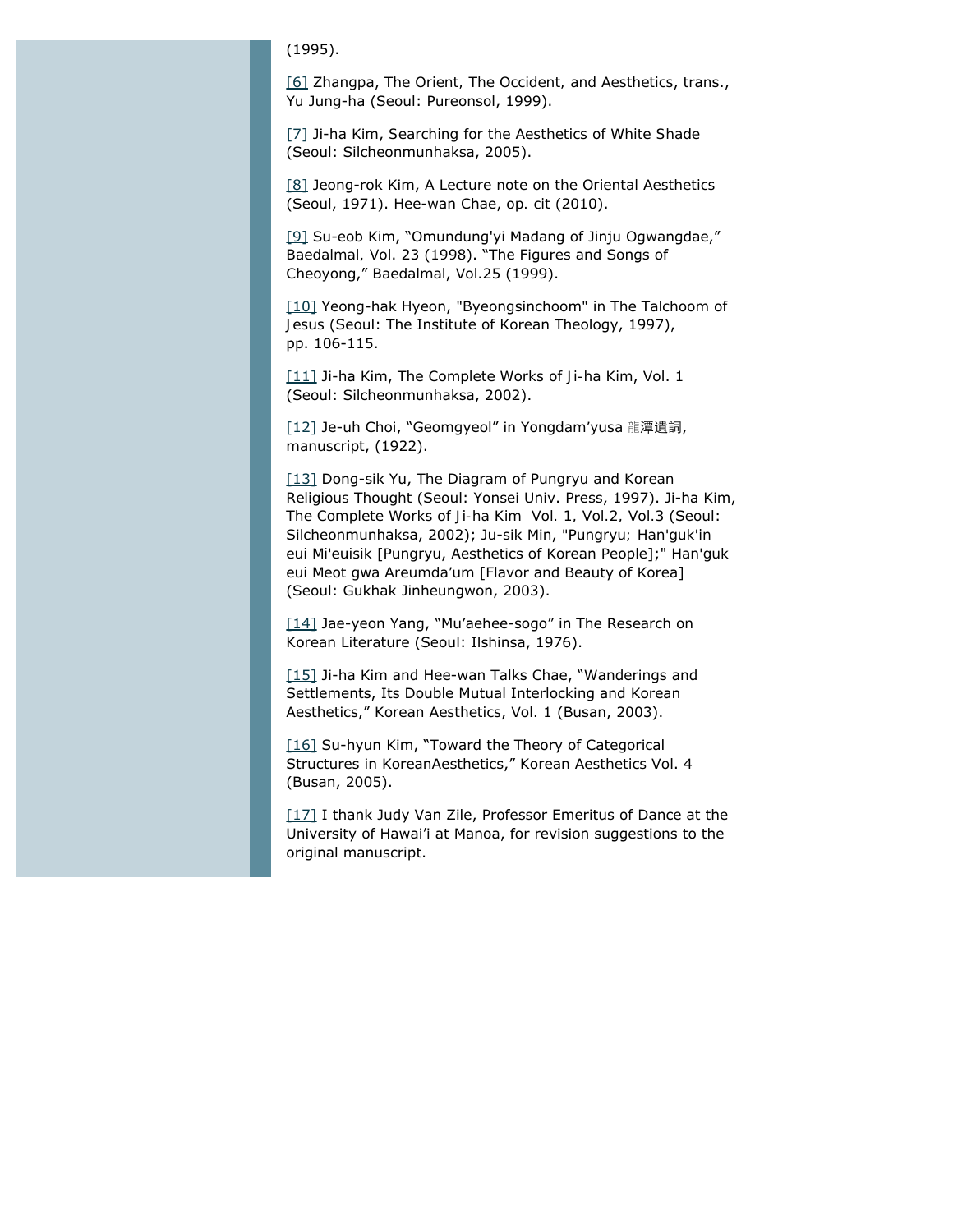(1995).

[6] Zhangpa, The Orient, The Occident, and Aesthetics, trans., Yu Jung-ha (Seoul: Pureonsol, 1999).

[7] Ji-ha Kim, Searching for the Aesthetics of White Shade (Seoul: Silcheonmunhaksa, 2005).

[8] Jeong-rok Kim, A Lecture note on the Oriental Aesthetics (Seoul, 1971). Hee-wan Chae, op. cit (2010).

[9] Su-eob Kim, "Omundung'yi Madang of Jinju Ogwangdae," Baedalmal, Vol. 23 (1998). "The Figures and Songs of Cheoyong," Baedalmal, Vol.25 (1999).

[10] Yeong-hak Hyeon, "Byeongsinchoom" in The Talchoom of Jesus (Seoul: The Institute of Korean Theology, 1997), pp. 106-115.

[11] Ji-ha Kim, The Complete Works of Ji-ha Kim, Vol. 1 (Seoul: Silcheonmunhaksa, 2002).

[12] Je-uh Choi, "Geomgyeol" in Yongdam'yusa 龍潭遺詞, manuscript, (1922).

[13] Dong-sik Yu, The Diagram of Pungryu and Korean Religious Thought (Seoul: Yonsei Univ. Press, 1997). Ji-ha Kim, The Complete Works of Ji-ha Kim Vol. 1, Vol.2, Vol.3 (Seoul: Silcheonmunhaksa, 2002); Ju-sik Min, "Pungryu; Han'guk'in eui Mi'euisik [Pungryu, Aesthetics of Korean People];" Han'guk eui Meot gwa Areumda'um [Flavor and Beauty of Korea] (Seoul: Gukhak Jinheungwon, 2003).

[14] Jae-yeon Yang, "Mu'aehee-sogo" in The Research on Korean Literature (Seoul: Ilshinsa, 1976).

[15] Ji-ha Kim and Hee-wan Talks Chae, "Wanderings and Settlements, Its Double Mutual Interlocking and Korean Aesthetics," Korean Aesthetics, Vol. 1 (Busan, 2003).

[16] Su-hyun Kim, "Toward the Theory of Categorical Structures in KoreanAesthetics," Korean Aesthetics Vol. 4 (Busan, 2005).

[17] I thank Judy Van Zile, Professor Emeritus of Dance at the University of Hawai'i at Manoa, for revision suggestions to the original manuscript.